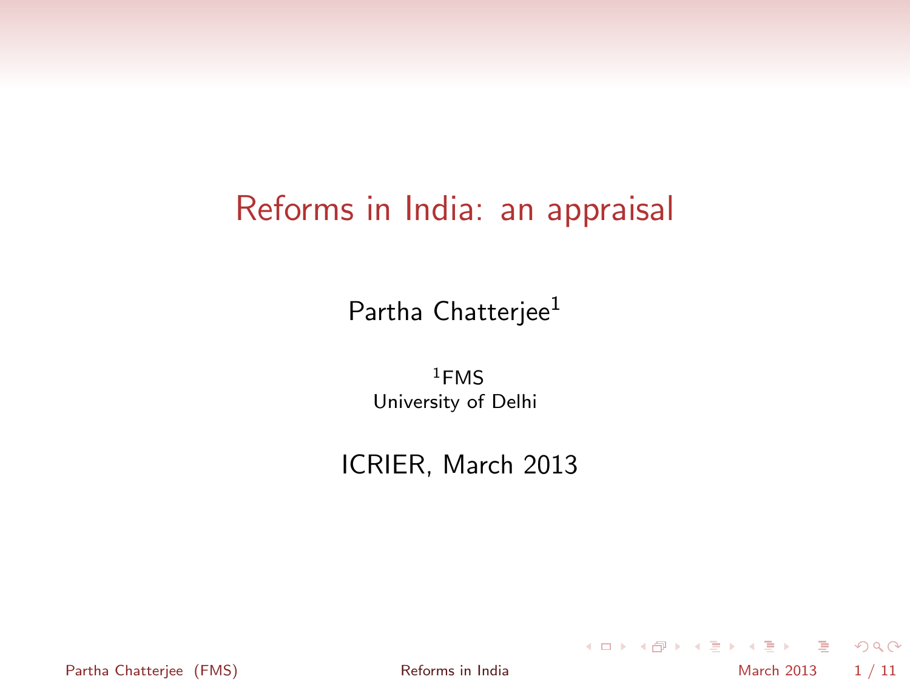# Reforms in India: an appraisal

Partha Chatterjee[1]

[1]FMS
University of Delhi

ICRIER, March 2013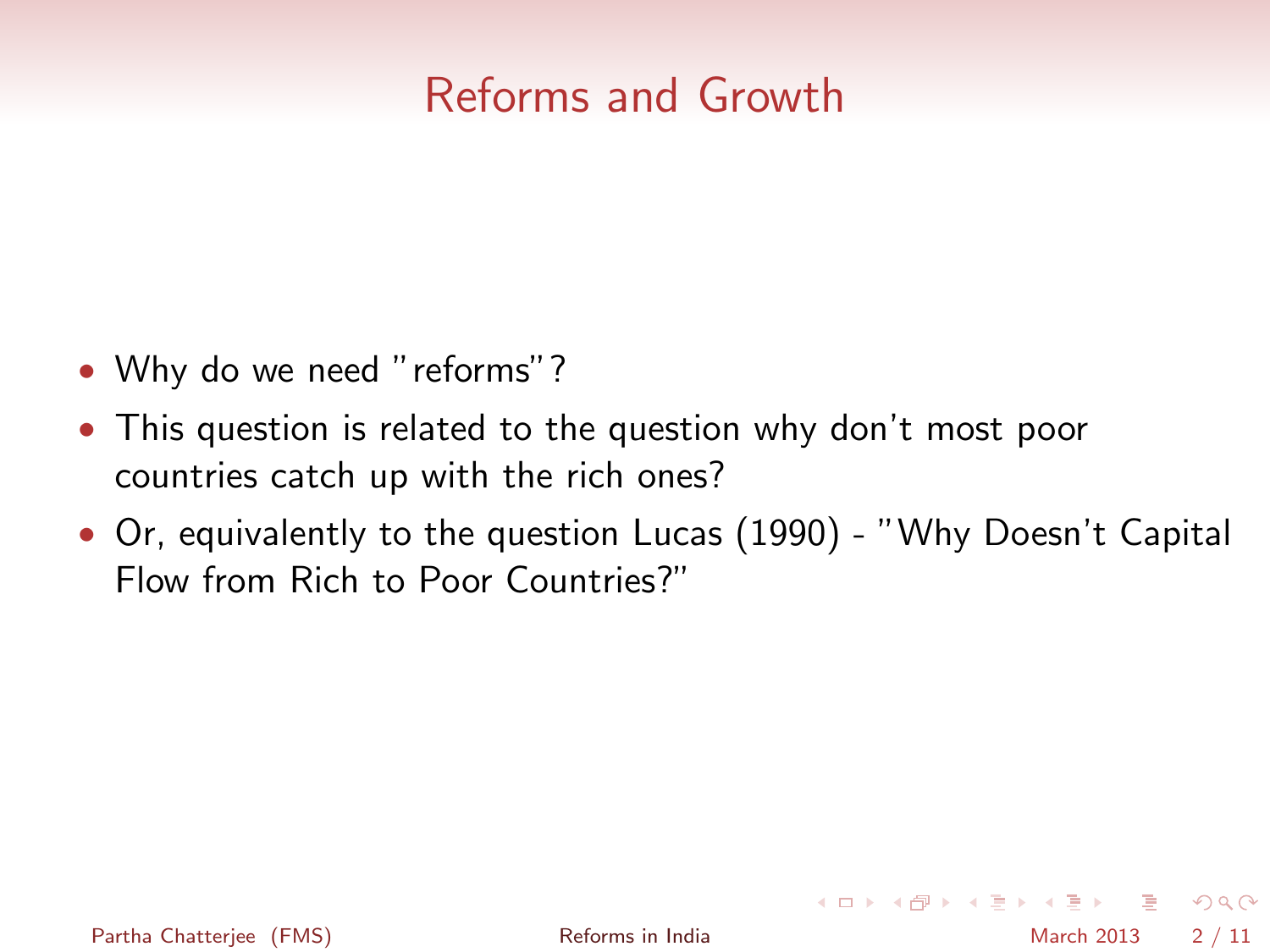# Reforms and Growth

- Why do we need "reforms"?
- This question is related to the question why don't most poor countries catch up with the rich ones?
- Or, equivalently to the question Lucas (1990) - "Why Doesn't Capital Flow from Rich to Poor Countries?"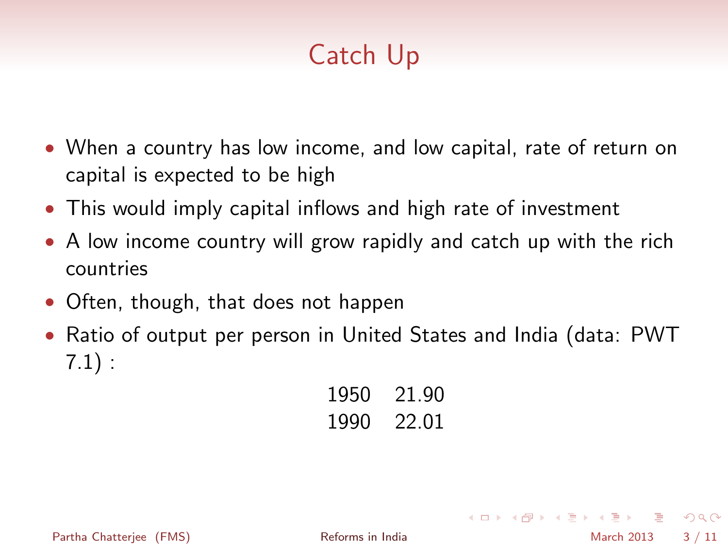# Catch Up

- When a country has low income, and low capital, rate of return on capital is expected to be high
- This would imply capital inflows and high rate of investment
- A low income country will grow rapidly and catch up with the rich countries
- Often, though, that does not happen
- Ratio of output per person in United States and India (data: PWT 7.1) :

| | |
|---|---|
| 1950 | 21.90 |
| 1990 | 22.01 |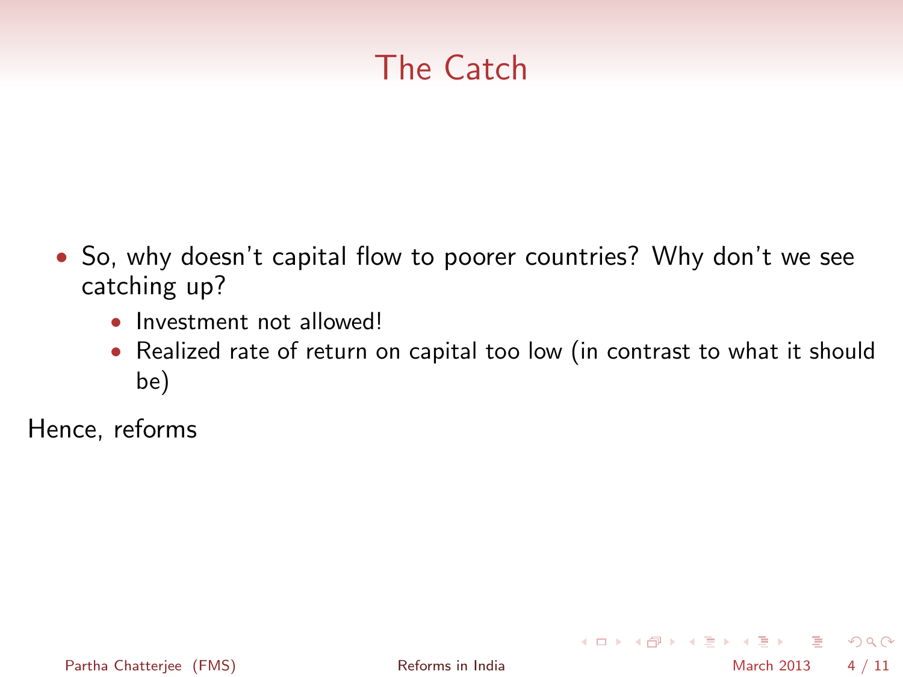# The Catch

- So, why doesn't capital flow to poorer countries? Why don't we see catching up?
  - Investment not allowed!
  - Realized rate of return on capital too low (in contrast to what it should be)

Hence, reforms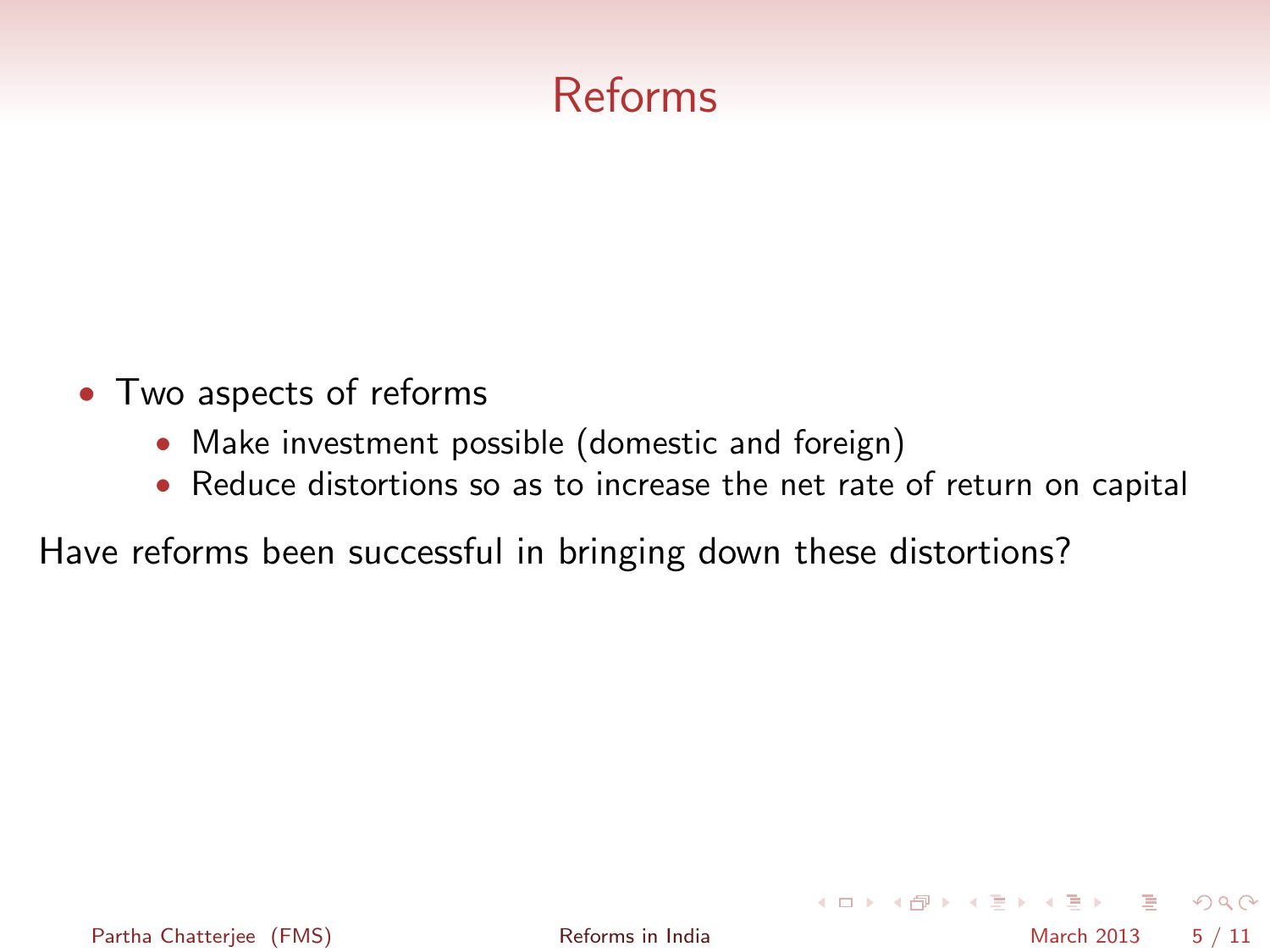# Reforms

- Two aspects of reforms
  - Make investment possible (domestic and foreign)
  - Reduce distortions so as to increase the net rate of return on capital

Have reforms been successful in bringing down these distortions?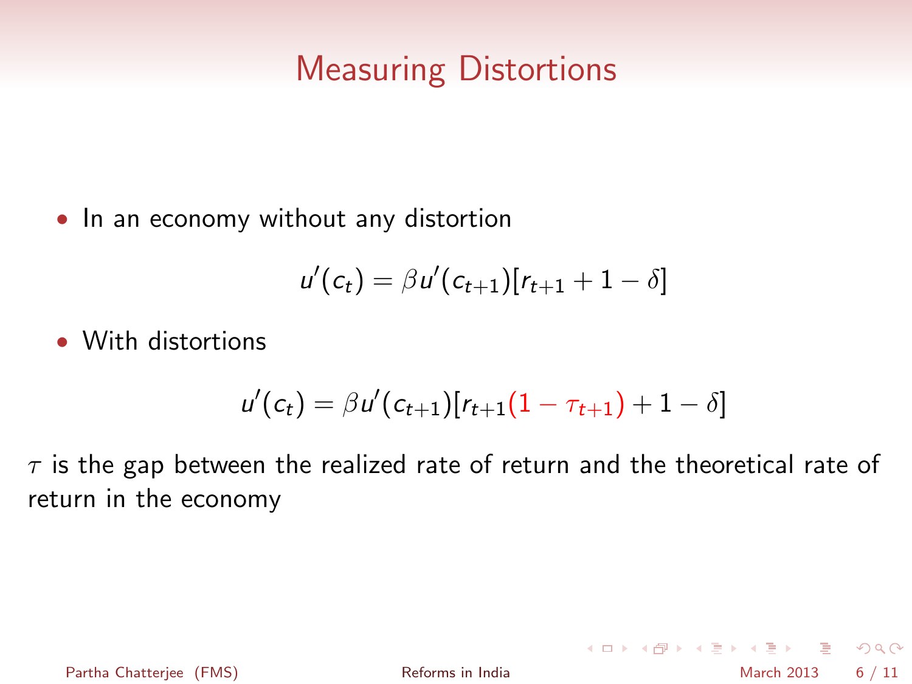# Measuring Distortions

- In an economy without any distortion

$$u'(c_t) = \beta u'(c_{t+1})[r_{t+1} + 1 - \delta]$$

- With distortions

$$u'(c_t) = \beta u'(c_{t+1})[r_{t+1}(1 - \tau_{t+1}) + 1 - \delta]$$

$\tau$ is the gap between the realized rate of return and the theoretical rate of return in the economy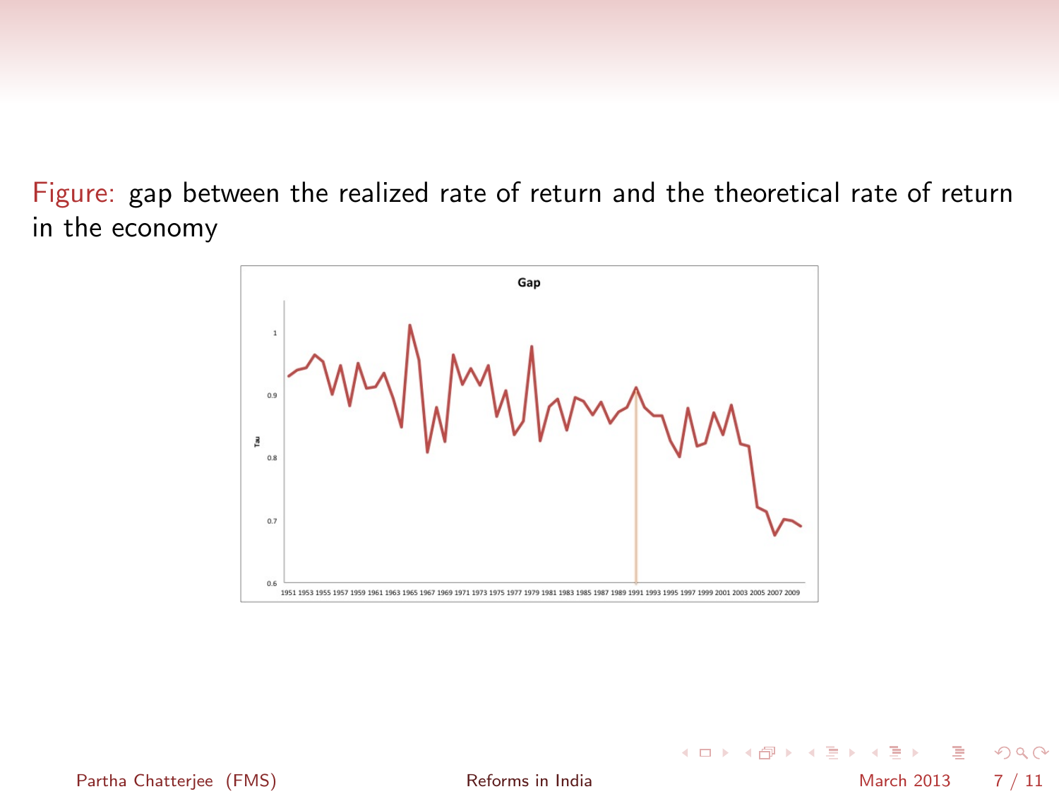Figure: gap between the realized rate of return and the theoretical rate of return in the economy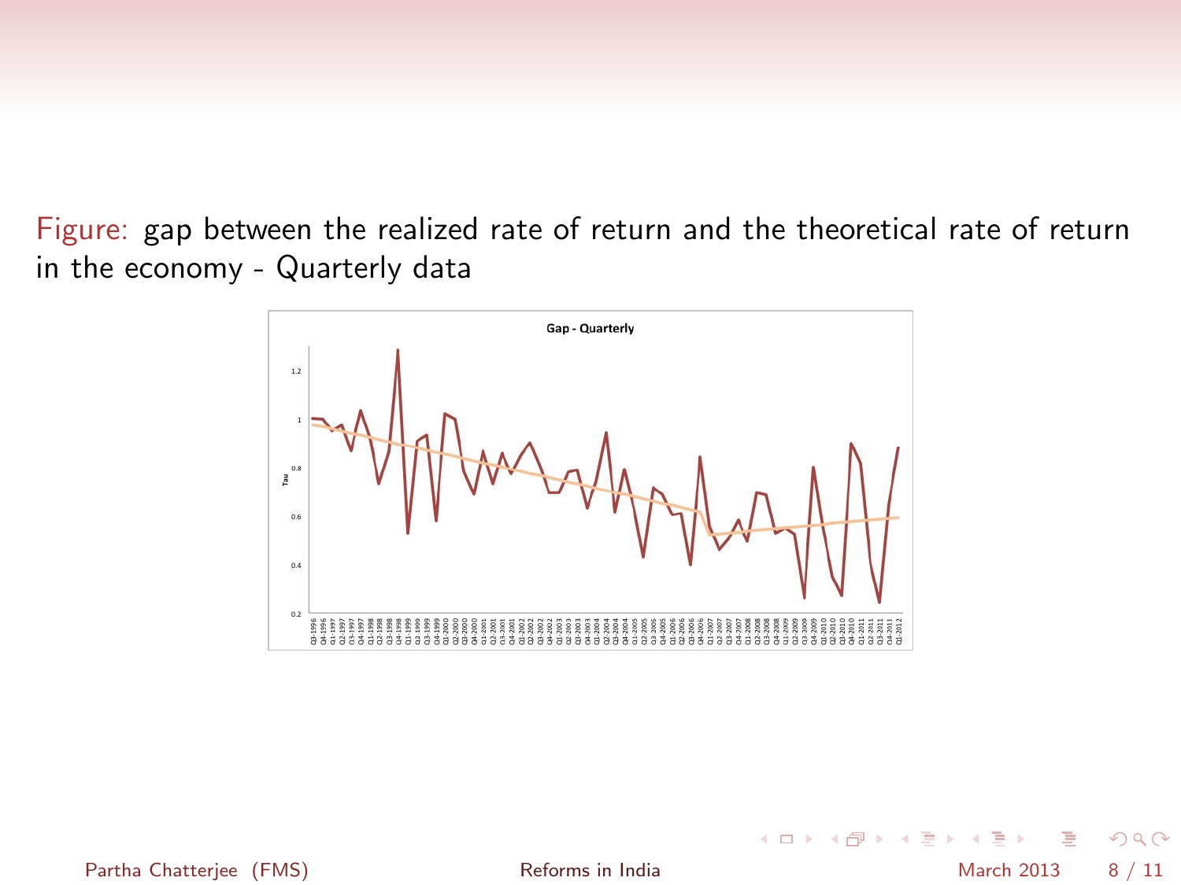Figure: gap between the realized rate of return and the theoretical rate of return in the economy - Quarterly data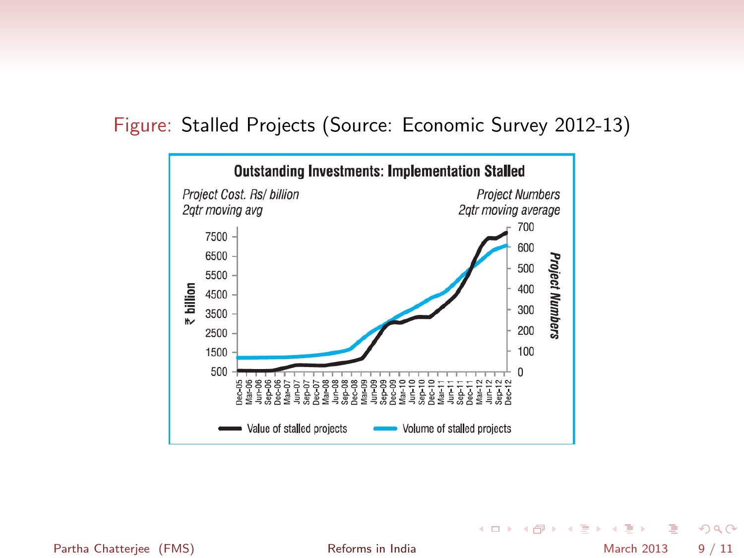Figure: Stalled Projects (Source: Economic Survey 2012-13)

**Outstanding Investments: Implementation Stalled**

*Project Cost. Rs/ billion*
*2qtr moving avg*

*Project Numbers*
*2qtr moving average*

₹ billion: 500, 1500, 2500, 3500, 4500, 5500, 6500, 7500

Project Numbers: 0, 100, 200, 300, 400, 500, 600, 700

Dec-05, Mar-06, Jun-06, Sep-06, Dec-06, Mar-07, Jun-07, Sep-07, Dec-07, Mar-08, Jun-08, Sep-08, Dec-08, Mar-09, Jun-09, Sep-09, Dec-09, Mar-10, Jun-10, Sep-10, Dec-10, Mar-11, Jun-11, Sep-11, Dec-11, Mar-12, Jun-12, Sep-12, Dec-12

Value of stalled projects — Volume of stalled projects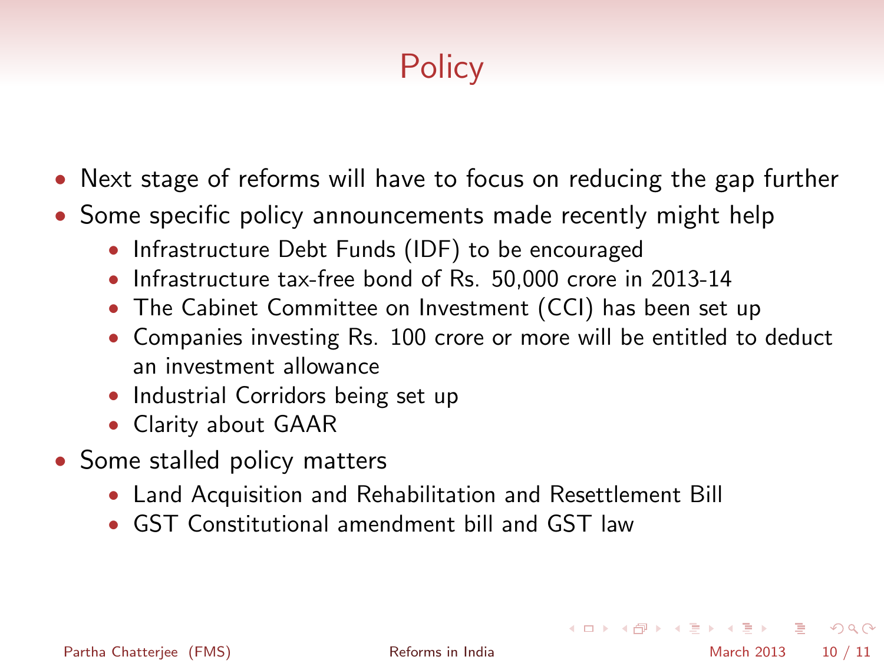# Policy

- Next stage of reforms will have to focus on reducing the gap further
- Some specific policy announcements made recently might help
  - Infrastructure Debt Funds (IDF) to be encouraged
  - Infrastructure tax-free bond of Rs. 50,000 crore in 2013-14
  - The Cabinet Committee on Investment (CCI) has been set up
  - Companies investing Rs. 100 crore or more will be entitled to deduct an investment allowance
  - Industrial Corridors being set up
  - Clarity about GAAR
- Some stalled policy matters
  - Land Acquisition and Rehabilitation and Resettlement Bill
  - GST Constitutional amendment bill and GST law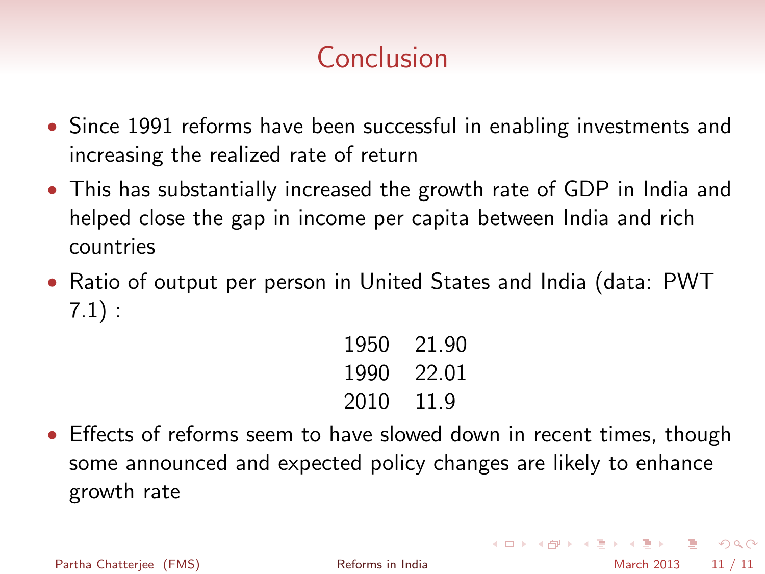# Conclusion

- Since 1991 reforms have been successful in enabling investments and increasing the realized rate of return
- This has substantially increased the growth rate of GDP in India and helped close the gap in income per capita between India and rich countries
- Ratio of output per person in United States and India (data: PWT 7.1) :

| | |
|---|---|
| 1950 | 21.90 |
| 1990 | 22.01 |
| 2010 | 11.9 |

- Effects of reforms seem to have slowed down in recent times, though some announced and expected policy changes are likely to enhance growth rate